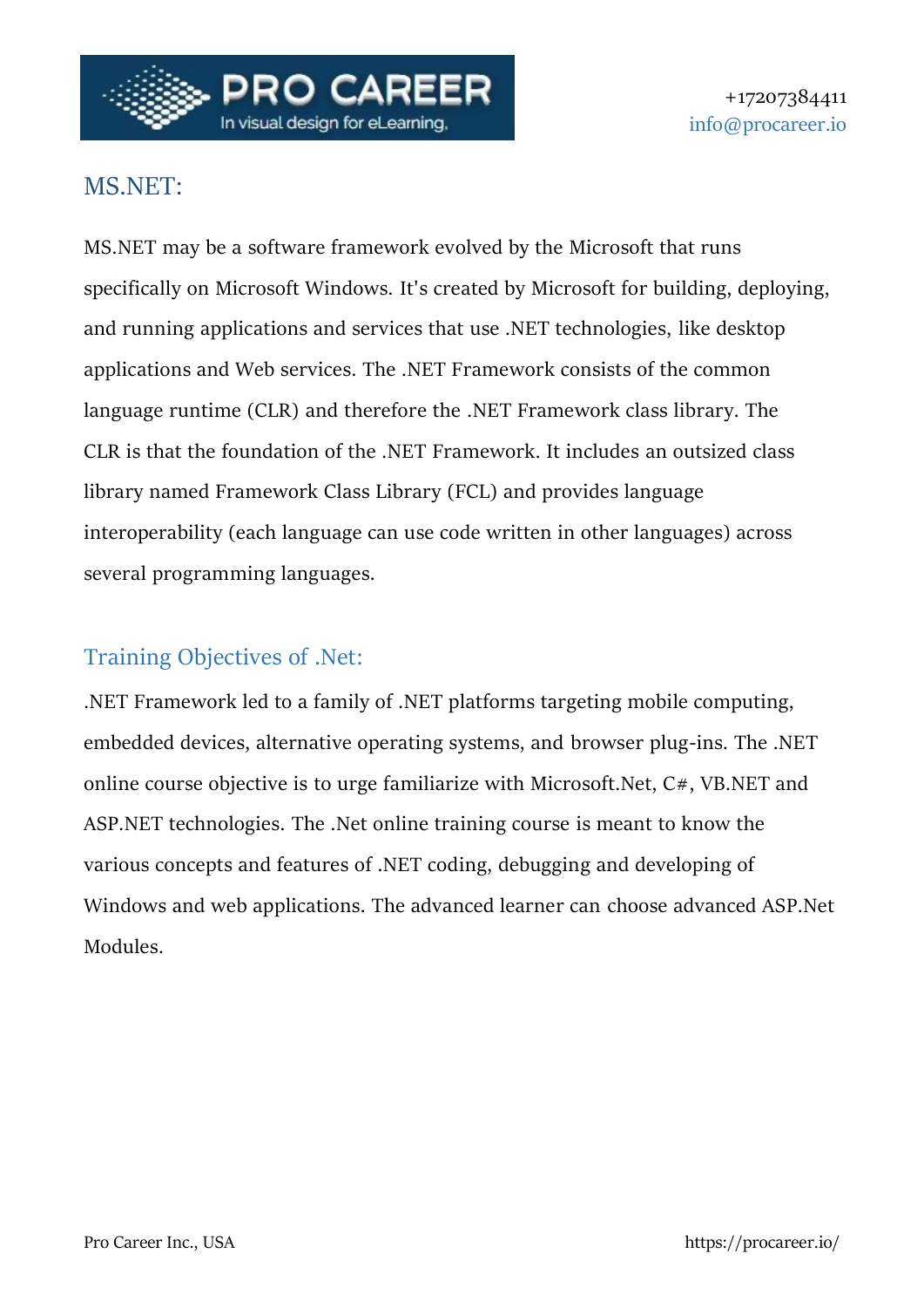## MS.NET:

MS.NET may be a software framework evolved by the Microsoft that runs specifically on Microsoft Windows. It's created by Microsoft for building, deploying, and running applications and services that use .NET technologies, like desktop applications and Web services. The .NET Framework consists of the common language runtime (CLR) and therefore the .NET Framework class library. The CLR is that the foundation of the .NET Framework. It includes an outsized class library named Framework Class Library (FCL) and provides language interoperability (each language can use code written in other languages) across several programming languages.

### Training Objectives of .Net:

.NET Framework led to a family of .NET platforms targeting mobile computing, embedded devices, alternative operating systems, and browser plug-ins. The .NET online course objective is to urge familiarize with Microsoft.Net, C#, VB.NET and ASP.NET technologies. The .Net online training course is meant to know the various concepts and features of .NET coding, debugging and developing of Windows and web applications. The advanced learner can choose advanced ASP.Net Modules.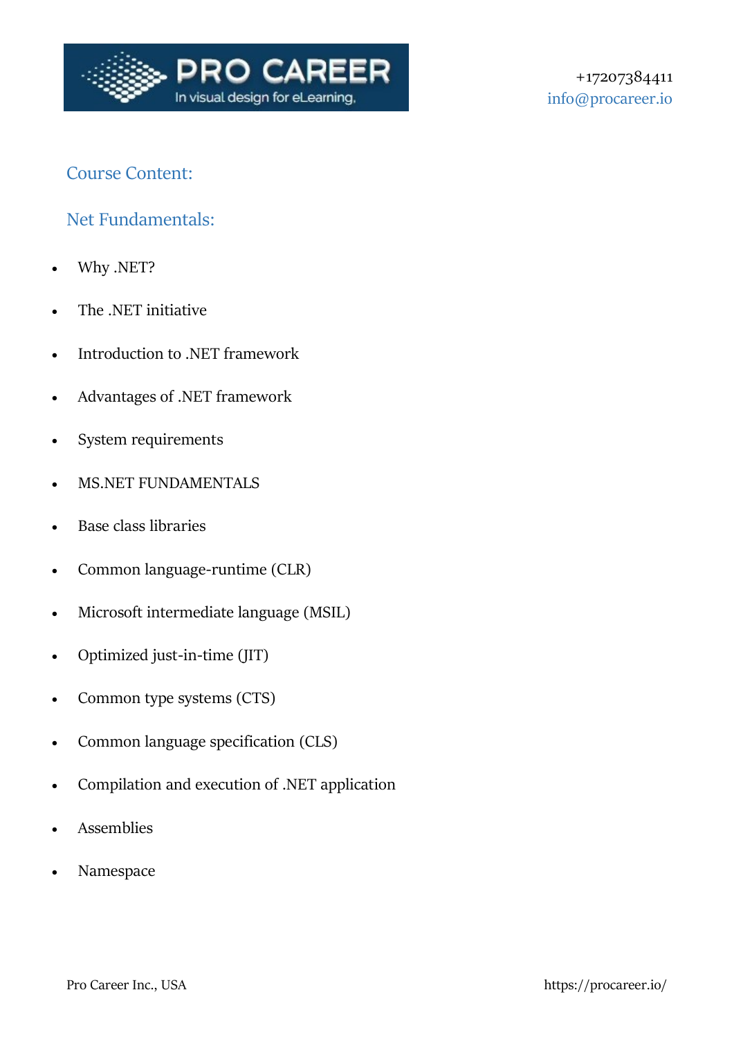## Course Content:

## Net Fundamentals:

- Why .NET?
- The .NET initiative
- Introduction to .NET framework
- Advantages of .NET framework
- System requirements
- MS.NET FUNDAMENTALS
- Base class libraries
- Common language-runtime (CLR)
- Microsoft intermediate language (MSIL)
- Optimized just-in-time (JIT)
- Common type systems (CTS)
- Common language specification (CLS)
- Compilation and execution of .NET application
- Assemblies
- Namespace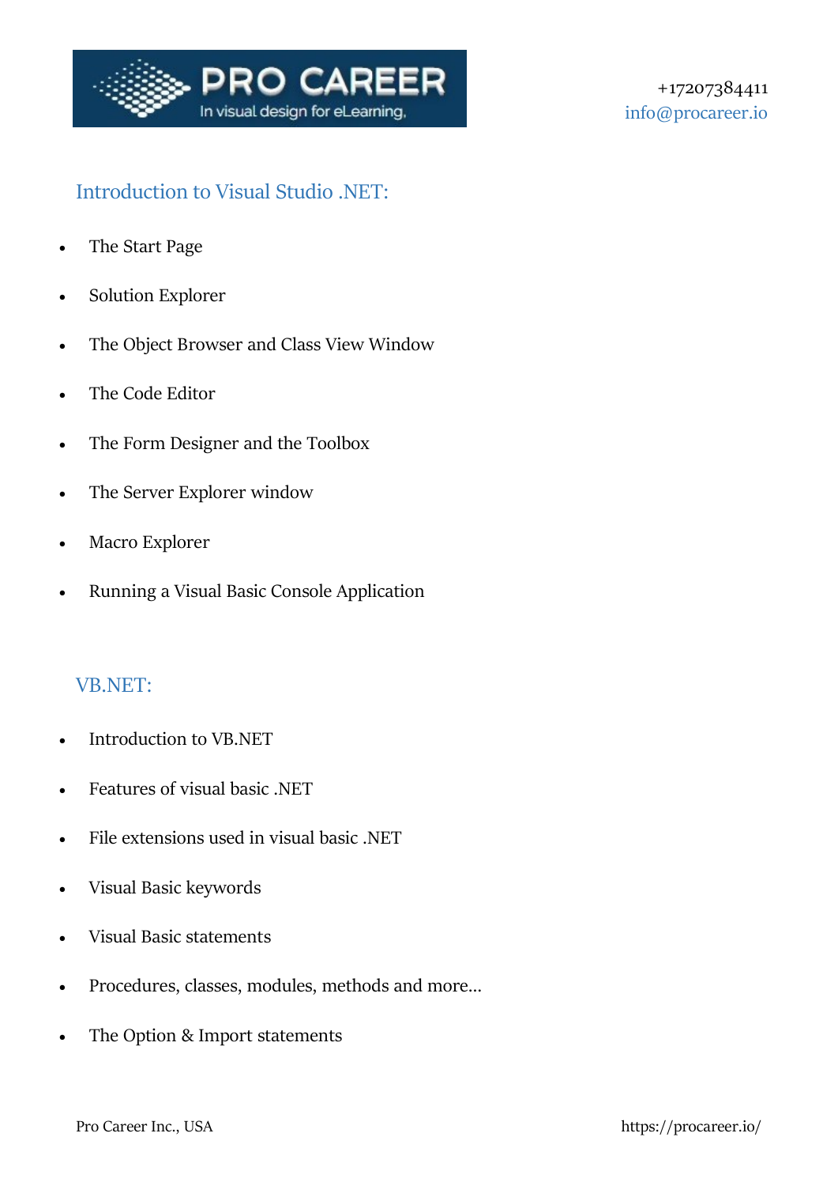## Introduction to Visual Studio .NET:

- The Start Page
- Solution Explorer
- The Object Browser and Class View Window
- The Code Editor
- The Form Designer and the Toolbox
- The Server Explorer window
- Macro Explorer
- Running a Visual Basic Console Application

## VB.NET:

- Introduction to VB.NET
- Features of visual basic .NET
- File extensions used in visual basic .NET
- Visual Basic keywords
- Visual Basic statements
- Procedures, classes, modules, methods and more…
- The Option & Import statements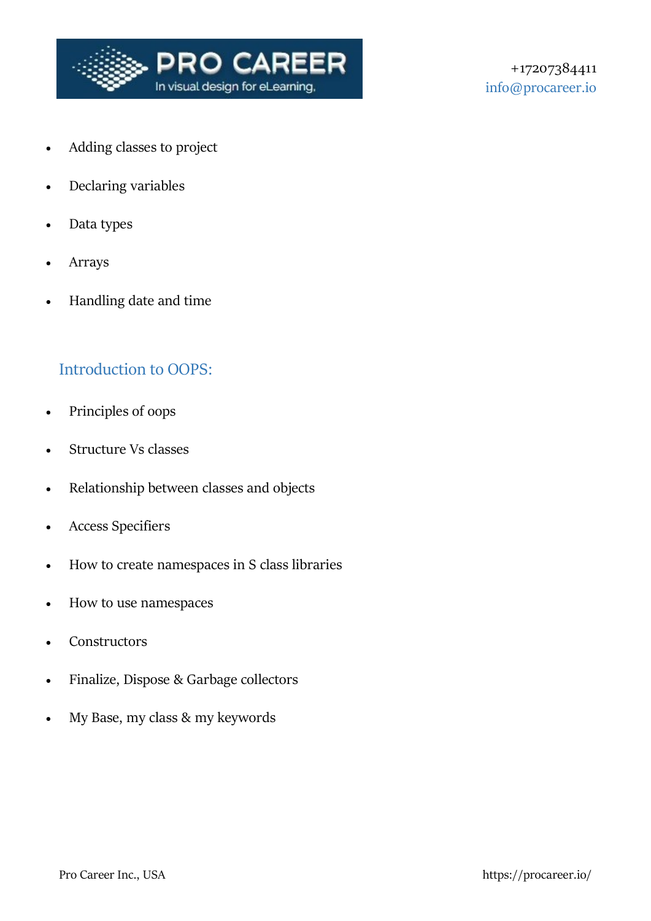- Adding classes to project
- Declaring variables
- Data types
- Arrays
- Handling date and time

## Introduction to OOPS:

- Principles of oops
- Structure Vs classes
- Relationship between classes and objects
- Access Specifiers
- How to create namespaces in S class libraries
- How to use namespaces
- Constructors
- Finalize, Dispose & Garbage collectors
- My Base, my class & my keywords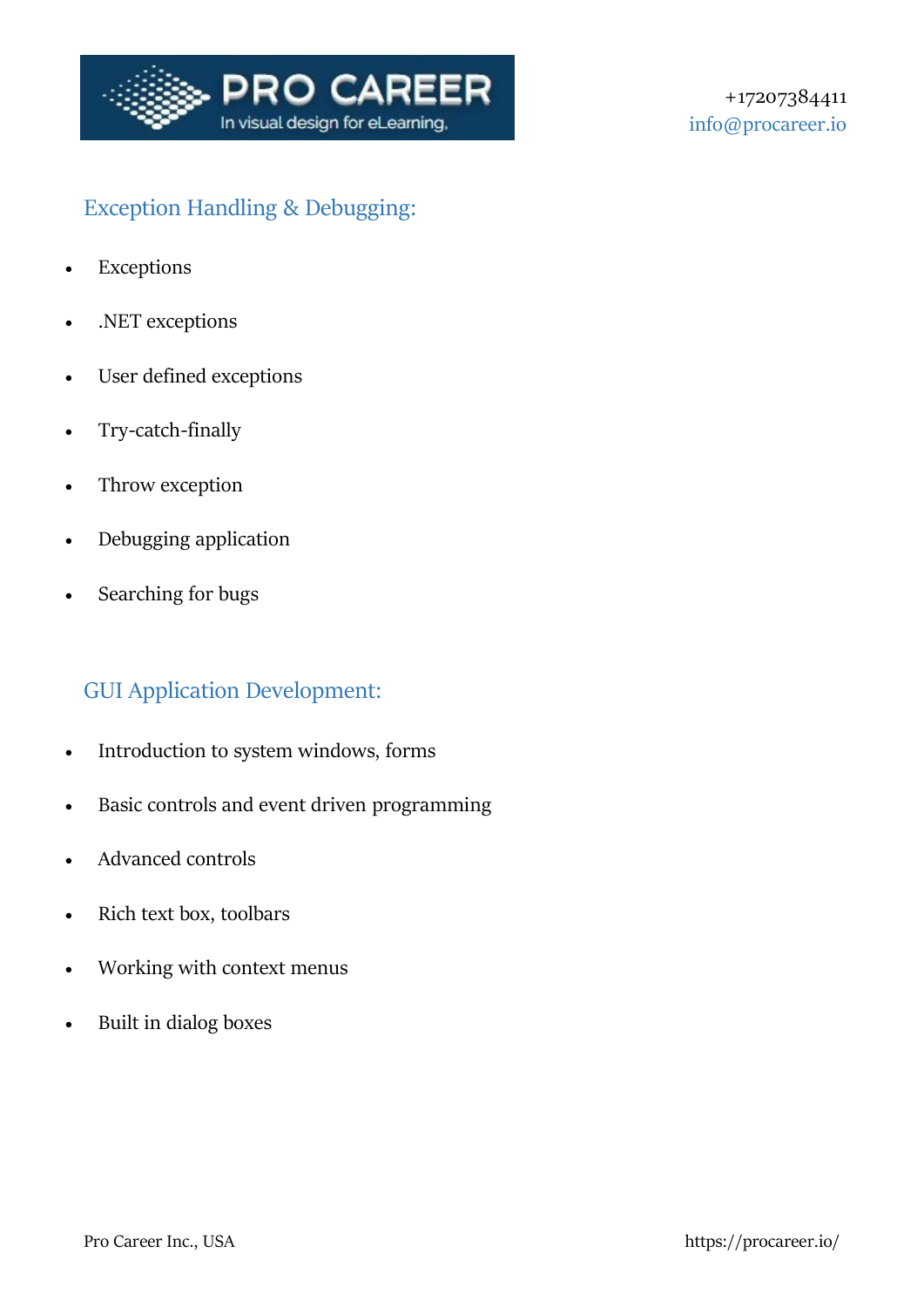## Exception Handling & Debugging:

- Exceptions
- .NET exceptions
- User defined exceptions
- Try-catch-finally
- Throw exception
- Debugging application
- Searching for bugs

## GUI Application Development:

- Introduction to system windows, forms
- Basic controls and event driven programming
- Advanced controls
- Rich text box, toolbars
- Working with context menus
- Built in dialog boxes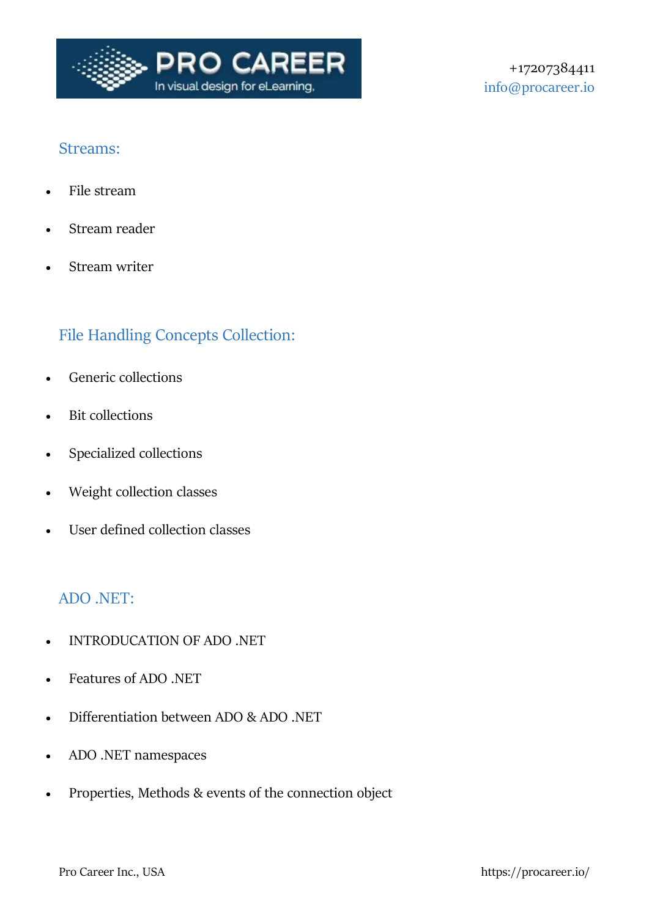## Streams:

- File stream
- Stream reader
- Stream writer

## File Handling Concepts Collection:

- Generic collections
- Bit collections
- Specialized collections
- Weight collection classes
- User defined collection classes

## ADO .NET:

- INTRODUCATION OF ADO .NET
- Features of ADO .NET
- Differentiation between ADO & ADO .NET
- ADO .NET namespaces
- Properties, Methods & events of the connection object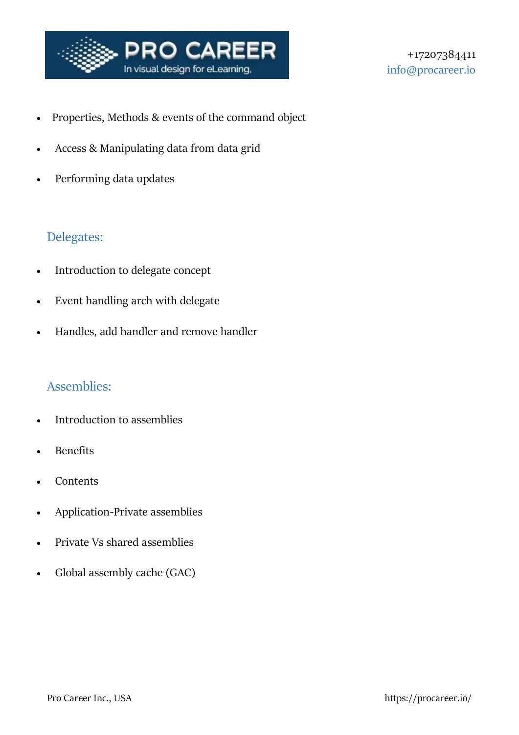- Properties, Methods & events of the command object
- Access & Manipulating data from data grid
- Performing data updates

## Delegates:

- Introduction to delegate concept
- Event handling arch with delegate
- Handles, add handler and remove handler

## Assemblies:

- Introduction to assemblies
- Benefits
- Contents
- Application-Private assemblies
- Private Vs shared assemblies
- Global assembly cache (GAC)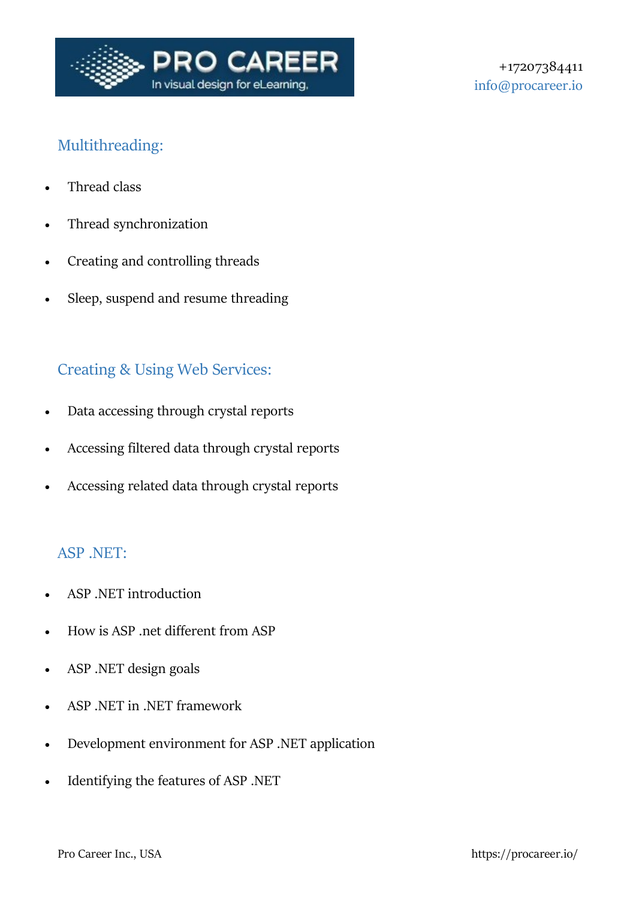## Multithreading:

- Thread class
- Thread synchronization
- Creating and controlling threads
- Sleep, suspend and resume threading

## Creating & Using Web Services:

- Data accessing through crystal reports
- Accessing filtered data through crystal reports
- Accessing related data through crystal reports

## ASP .NET:

- ASP .NET introduction
- How is ASP .net different from ASP
- ASP .NET design goals
- ASP .NET in .NET framework
- Development environment for ASP .NET application
- Identifying the features of ASP .NET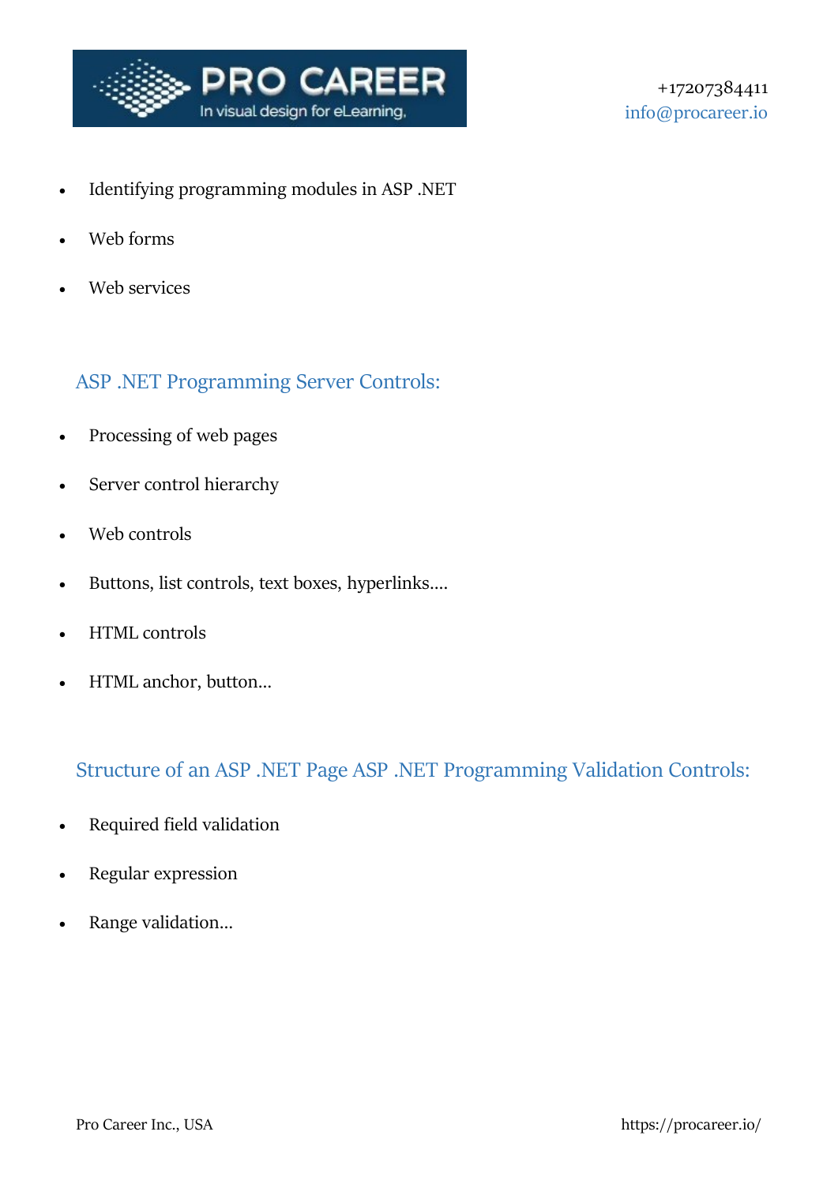- Identifying programming modules in ASP .NET
- Web forms
- Web services

## ASP .NET Programming Server Controls:

- Processing of web pages
- Server control hierarchy
- Web controls
- Buttons, list controls, text boxes, hyperlinks....
- HTML controls
- HTML anchor, button...

## Structure of an ASP .NET Page ASP .NET Programming Validation Controls:

- Required field validation
- Regular expression
- Range validation...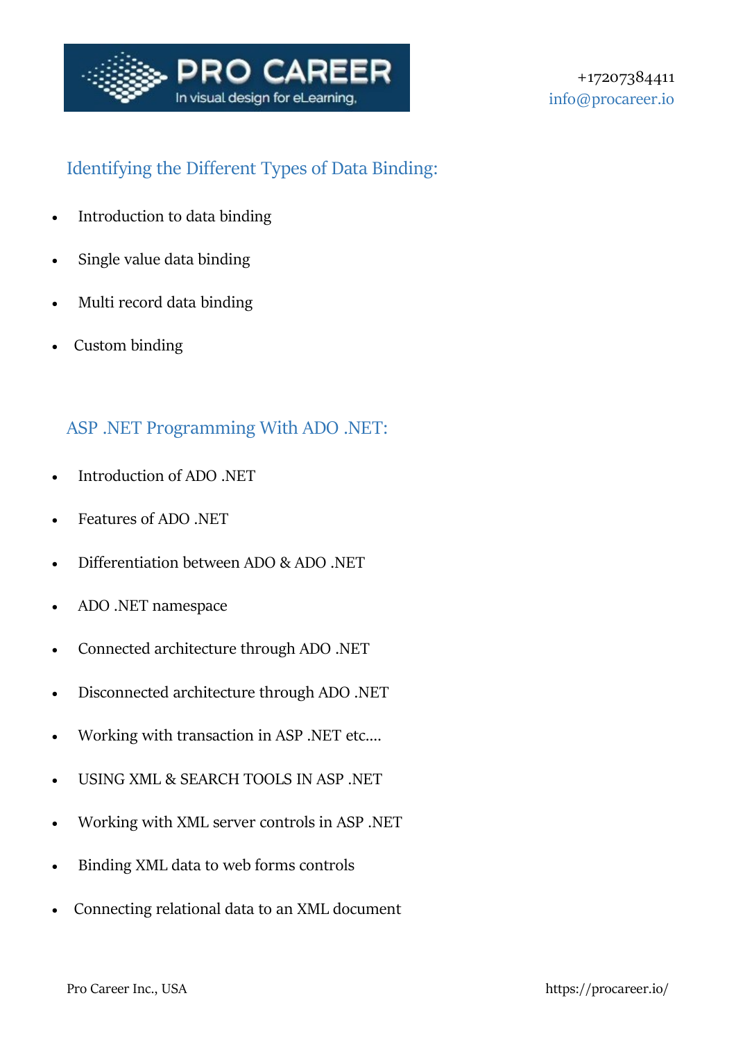## Identifying the Different Types of Data Binding:

- Introduction to data binding
- Single value data binding
- Multi record data binding
- Custom binding

## ASP .NET Programming With ADO .NET:

- Introduction of ADO .NET
- Features of ADO .NET
- Differentiation between ADO & ADO .NET
- ADO .NET namespace
- Connected architecture through ADO .NET
- Disconnected architecture through ADO .NET
- Working with transaction in ASP .NET etc....
- USING XML & SEARCH TOOLS IN ASP .NET
- Working with XML server controls in ASP .NET
- Binding XML data to web forms controls
- Connecting relational data to an XML document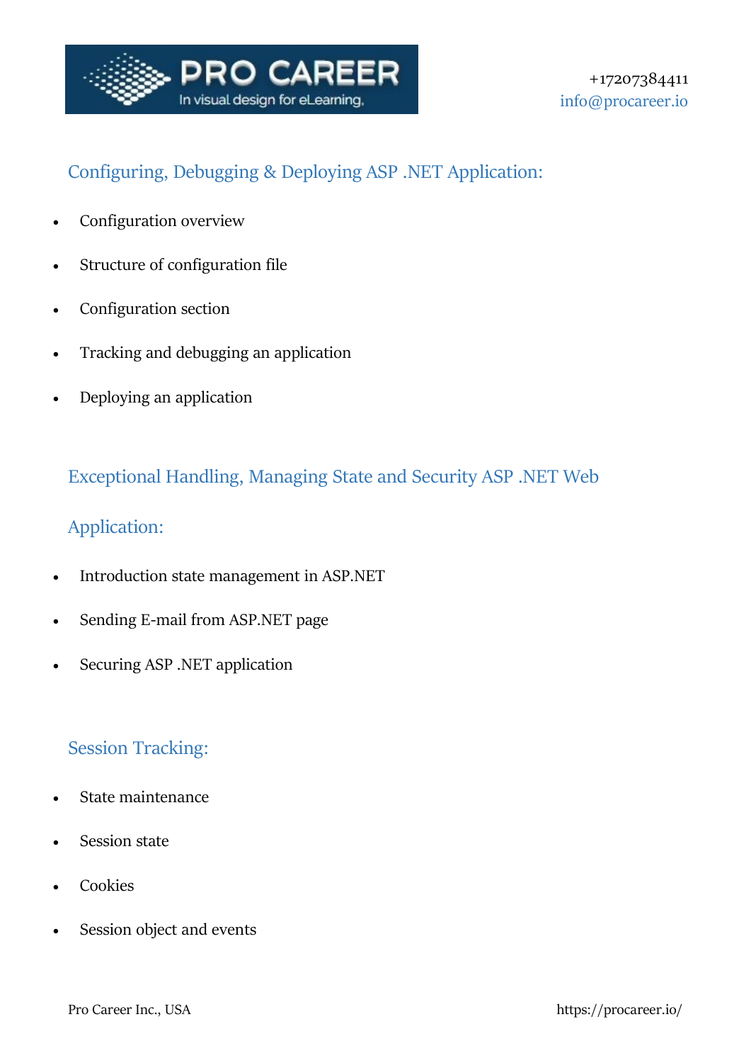## Configuring, Debugging & Deploying ASP .NET Application:

- Configuration overview
- Structure of configuration file
- Configuration section
- Tracking and debugging an application
- Deploying an application

## Exceptional Handling, Managing State and Security ASP .NET Web Application:

- Introduction state management in ASP.NET
- Sending E-mail from ASP.NET page
- Securing ASP .NET application

## Session Tracking:

- State maintenance
- Session state
- Cookies
- Session object and events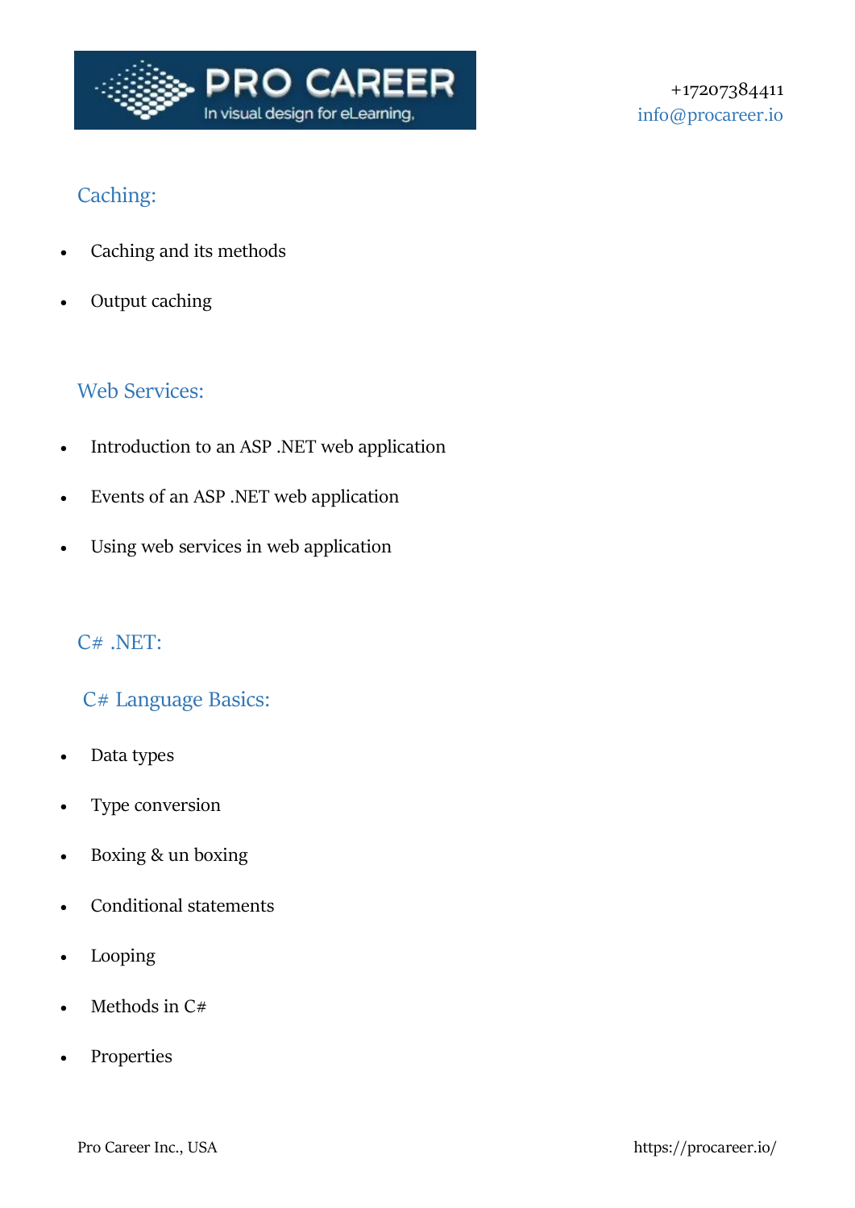## Caching:

- Caching and its methods
- Output caching

## Web Services:

- Introduction to an ASP .NET web application
- Events of an ASP .NET web application
- Using web services in web application

## C# .NET:

### C# Language Basics:

- Data types
- Type conversion
- Boxing & un boxing
- Conditional statements
- Looping
- Methods in C#
- Properties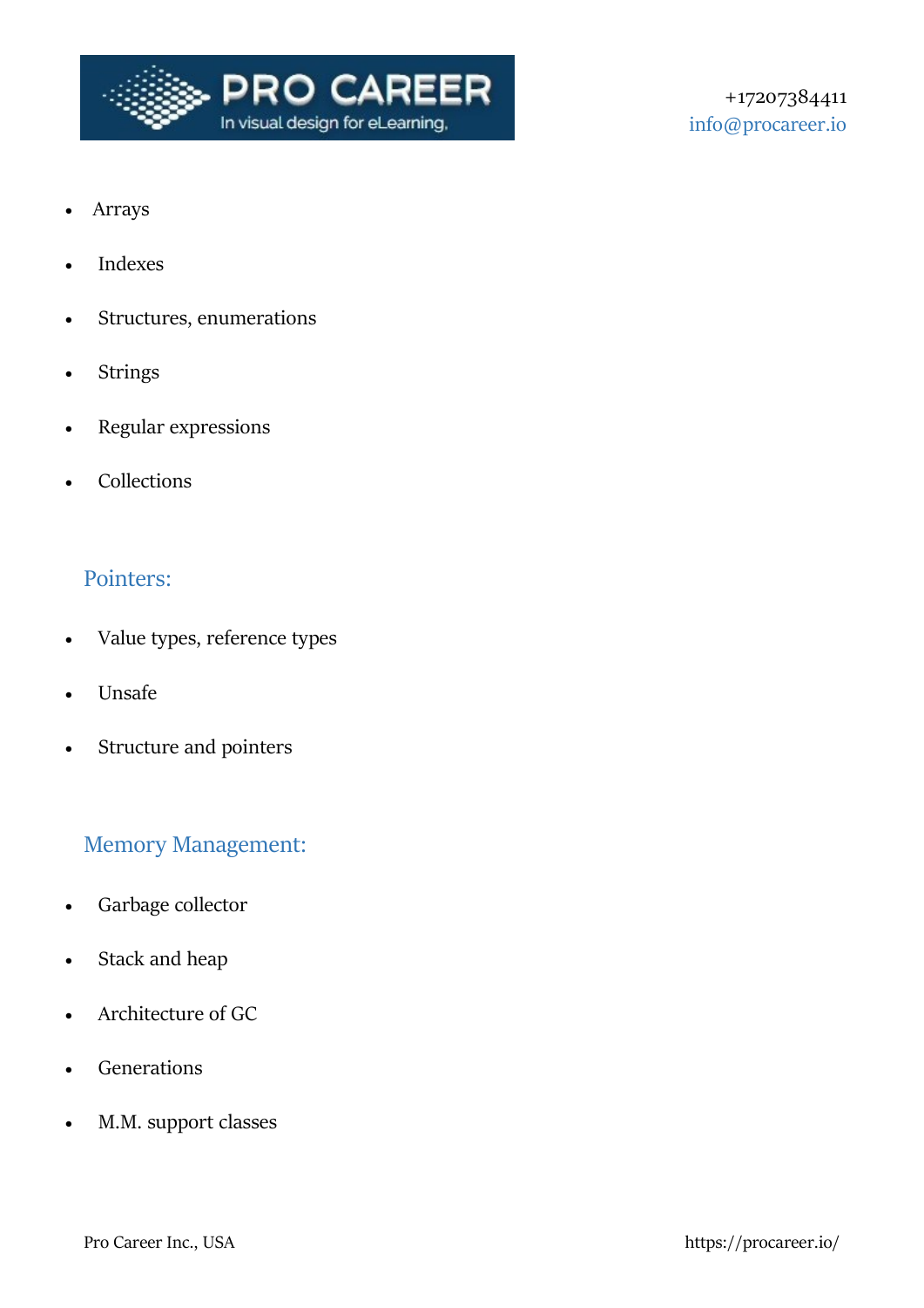- Arrays
- Indexes
- Structures, enumerations
- Strings
- Regular expressions
- Collections

## Pointers:

- Value types, reference types
- Unsafe
- Structure and pointers

## Memory Management:

- Garbage collector
- Stack and heap
- Architecture of GC
- Generations
- M.M. support classes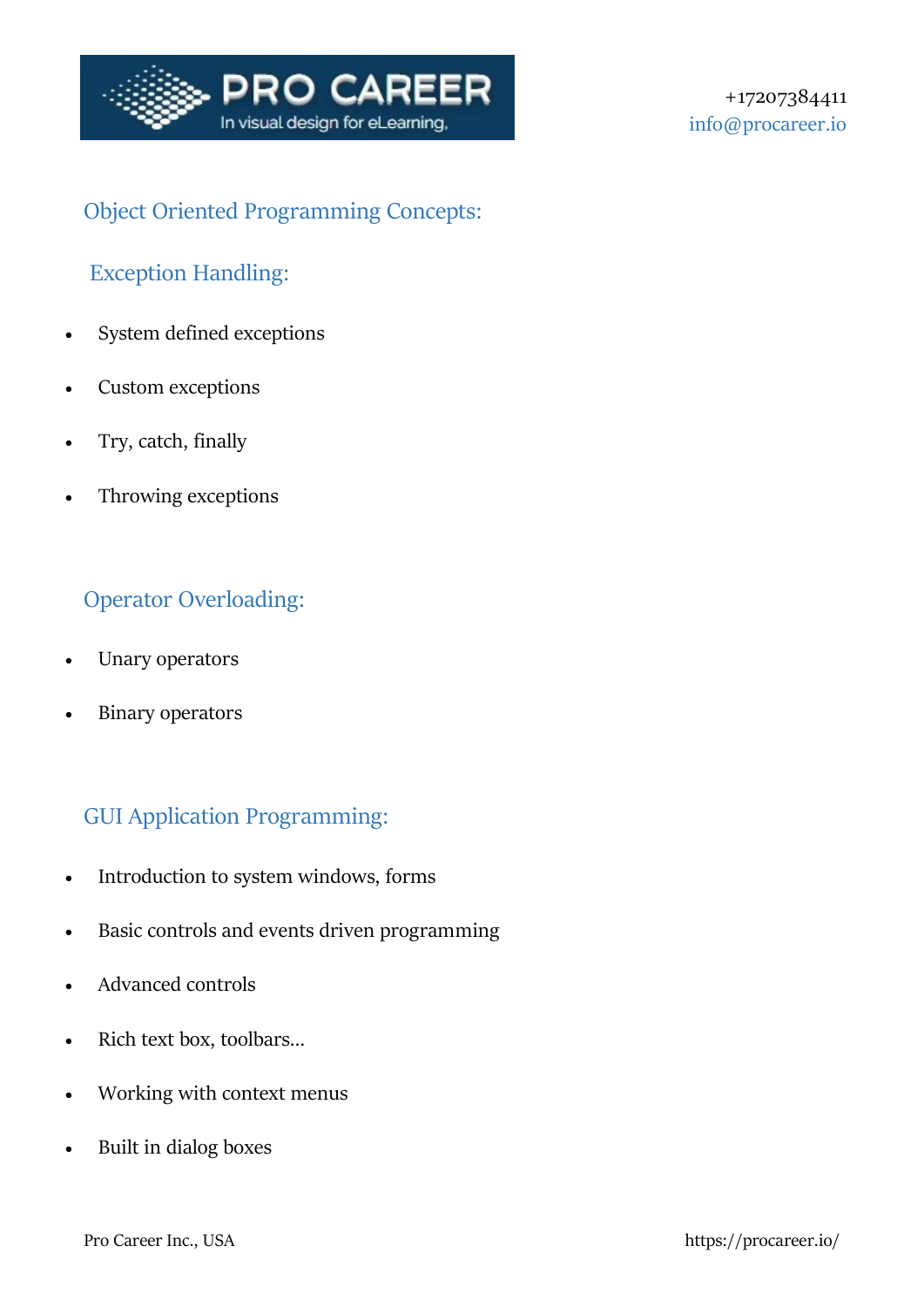## Object Oriented Programming Concepts:

### Exception Handling:

- System defined exceptions
- Custom exceptions
- Try, catch, finally
- Throwing exceptions

### Operator Overloading:

- Unary operators
- Binary operators

### GUI Application Programming:

- Introduction to system windows, forms
- Basic controls and events driven programming
- Advanced controls
- Rich text box, toolbars…
- Working with context menus
- Built in dialog boxes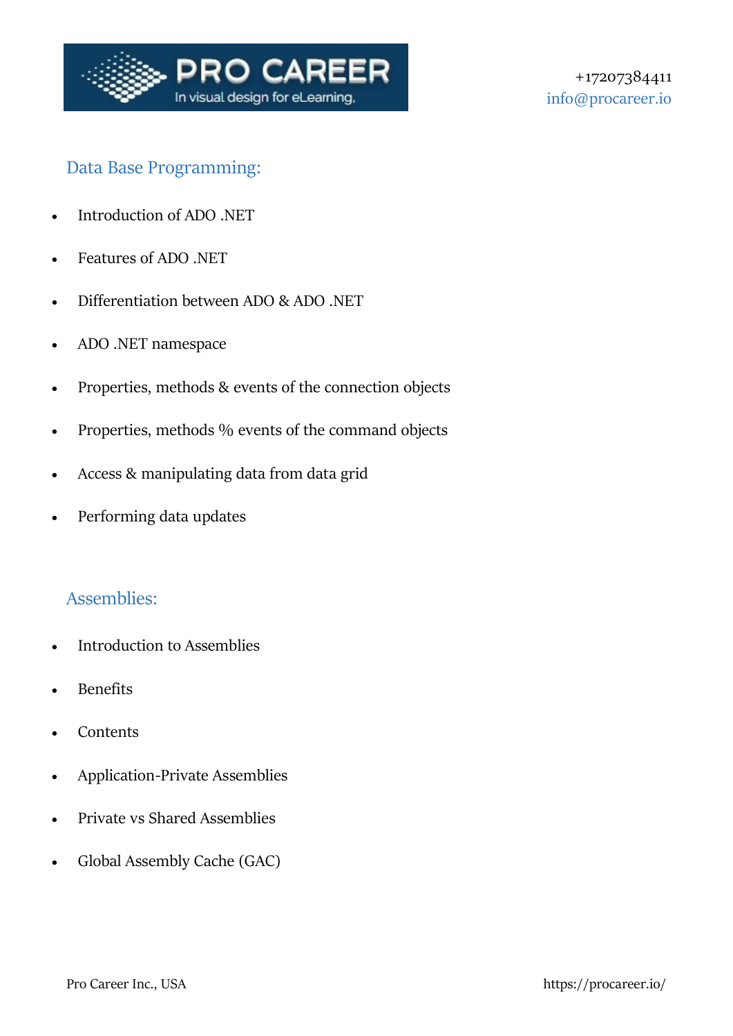## Data Base Programming:

- Introduction of ADO .NET
- Features of ADO .NET
- Differentiation between ADO & ADO .NET
- ADO .NET namespace
- Properties, methods & events of the connection objects
- Properties, methods % events of the command objects
- Access & manipulating data from data grid
- Performing data updates

## Assemblies:

- Introduction to Assemblies
- Benefits
- Contents
- Application-Private Assemblies
- Private vs Shared Assemblies
- Global Assembly Cache (GAC)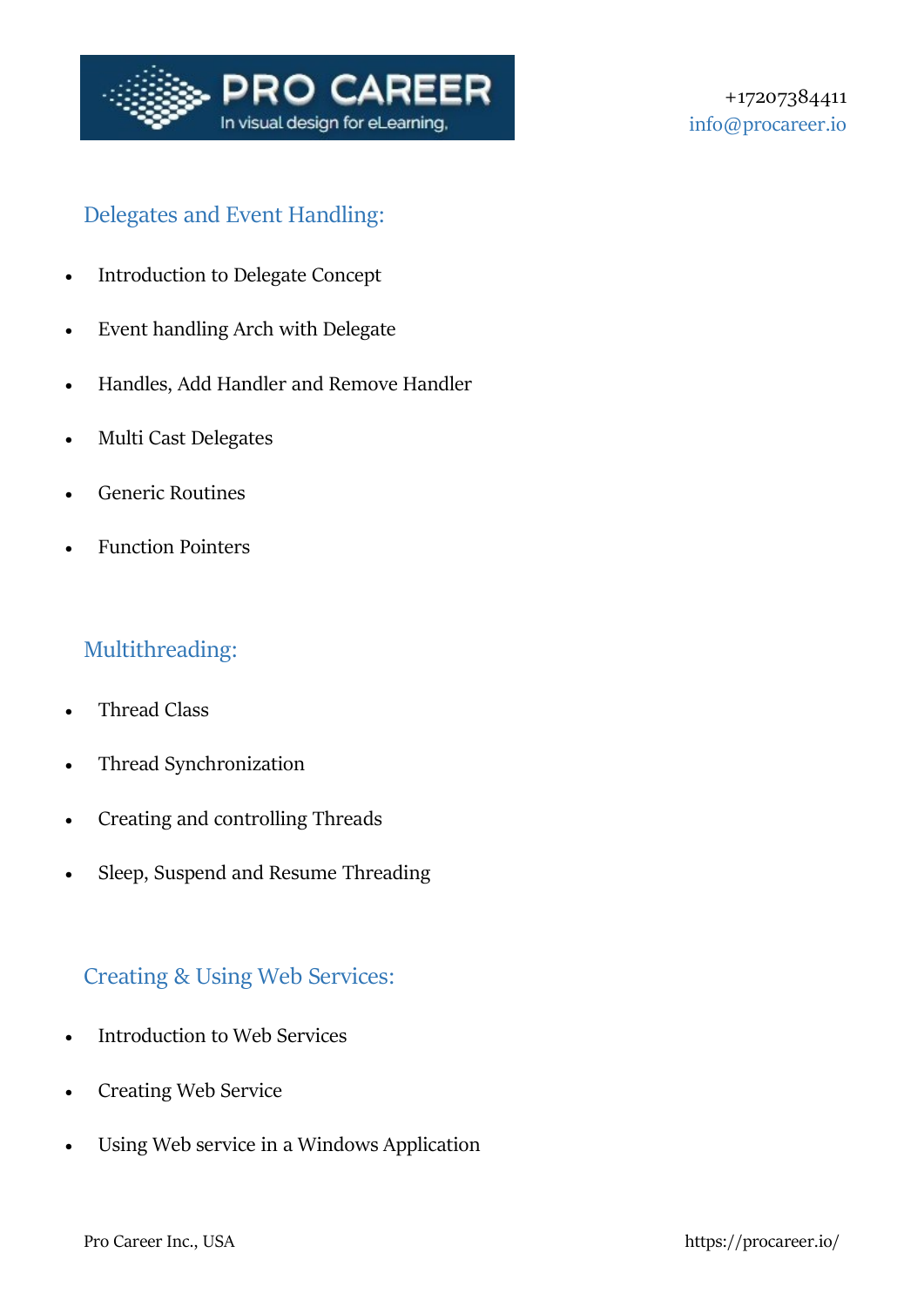## Delegates and Event Handling:

- Introduction to Delegate Concept
- Event handling Arch with Delegate
- Handles, Add Handler and Remove Handler
- Multi Cast Delegates
- Generic Routines
- Function Pointers

## Multithreading:

- Thread Class
- Thread Synchronization
- Creating and controlling Threads
- Sleep, Suspend and Resume Threading

## Creating & Using Web Services:

- Introduction to Web Services
- Creating Web Service
- Using Web service in a Windows Application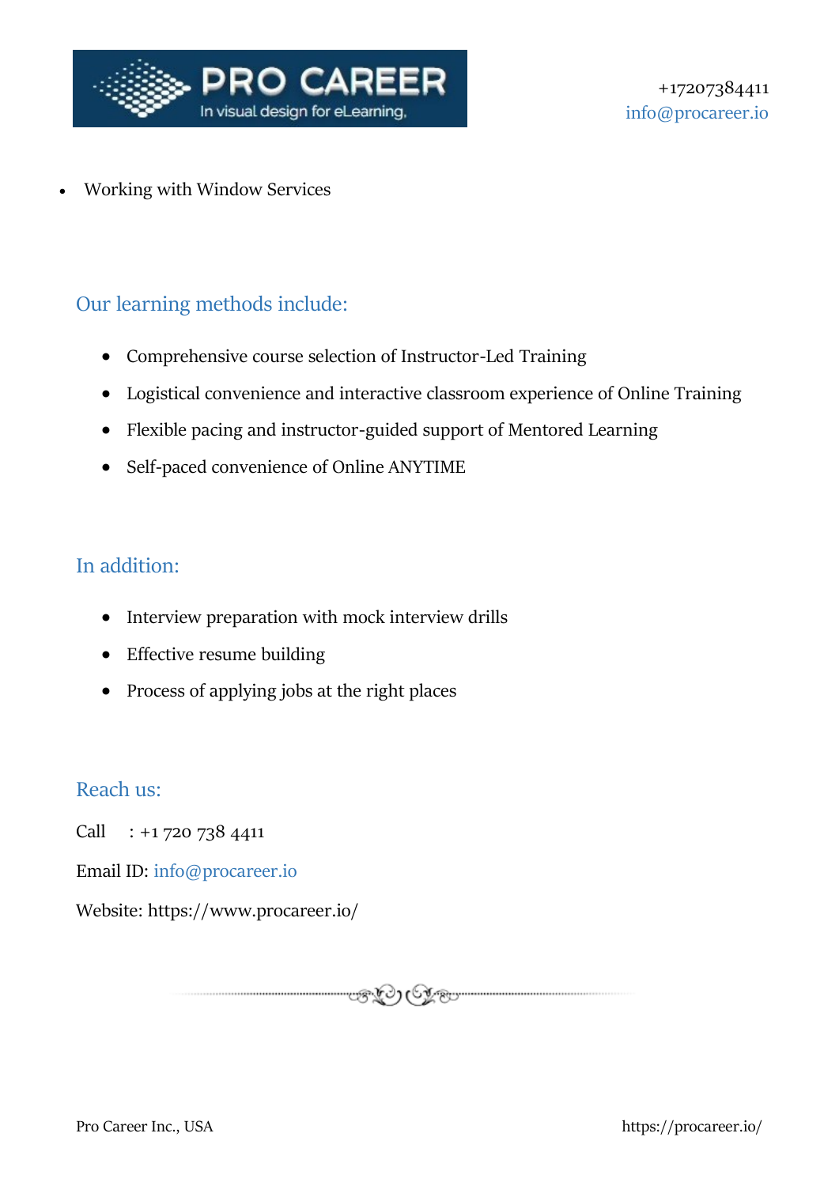- Working with Window Services

## Our learning methods include:

- Comprehensive course selection of Instructor-Led Training
- Logistical convenience and interactive classroom experience of Online Training
- Flexible pacing and instructor-guided support of Mentored Learning
- Self-paced convenience of Online ANYTIME

## In addition:

- Interview preparation with mock interview drills
- Effective resume building
- Process of applying jobs at the right places

## Reach us:

Call : +1 720 738 4411

Email ID: info@procareer.io

Website: https://www.procareer.io/